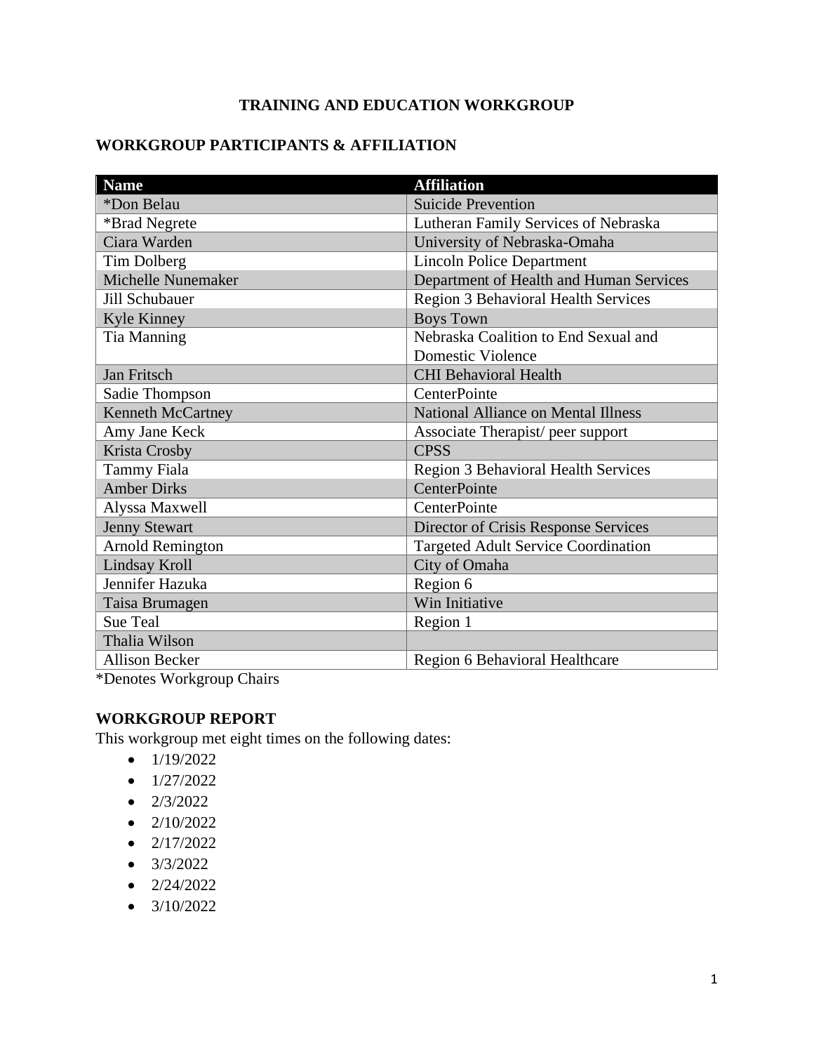# TRAINING AND EDUCATION WORKGROUP

## WORKGROUP PARTICIPANTS & AFFILIATION

| Name | Affiliation |
| --- | --- |
| *Don Belau | Suicide Prevention |
| *Brad Negrete | Lutheran Family Services of Nebraska |
| Ciara Warden | University of Nebraska-Omaha |
| Tim Dolberg | Lincoln Police Department |
| Michelle Nunemaker | Department of Health and Human Services |
| Jill Schubauer | Region 3 Behavioral Health Services |
| Kyle Kinney | Boys Town |
| Tia Manning | Nebraska Coalition to End Sexual and Domestic Violence |
| Jan Fritsch | CHI Behavioral Health |
| Sadie Thompson | CenterPointe |
| Kenneth McCartney | National Alliance on Mental Illness |
| Amy Jane Keck | Associate Therapist/ peer support |
| Krista Crosby | CPSS |
| Tammy Fiala | Region 3 Behavioral Health Services |
| Amber Dirks | CenterPointe |
| Alyssa Maxwell | CenterPointe |
| Jenny Stewart | Director of Crisis Response Services |
| Arnold Remington | Targeted Adult Service Coordination |
| Lindsay Kroll | City of Omaha |
| Jennifer Hazuka | Region 6 |
| Taisa Brumagen | Win Initiative |
| Sue Teal | Region 1 |
| Thalia Wilson | |
| Allison Becker | Region 6 Behavioral Healthcare |

*Denotes Workgroup Chairs

## WORKGROUP REPORT

This workgroup met eight times on the following dates:

- 1/19/2022
- 1/27/2022
- 2/3/2022
- 2/10/2022
- 2/17/2022
- 3/3/2022
- 2/24/2022
- 3/10/2022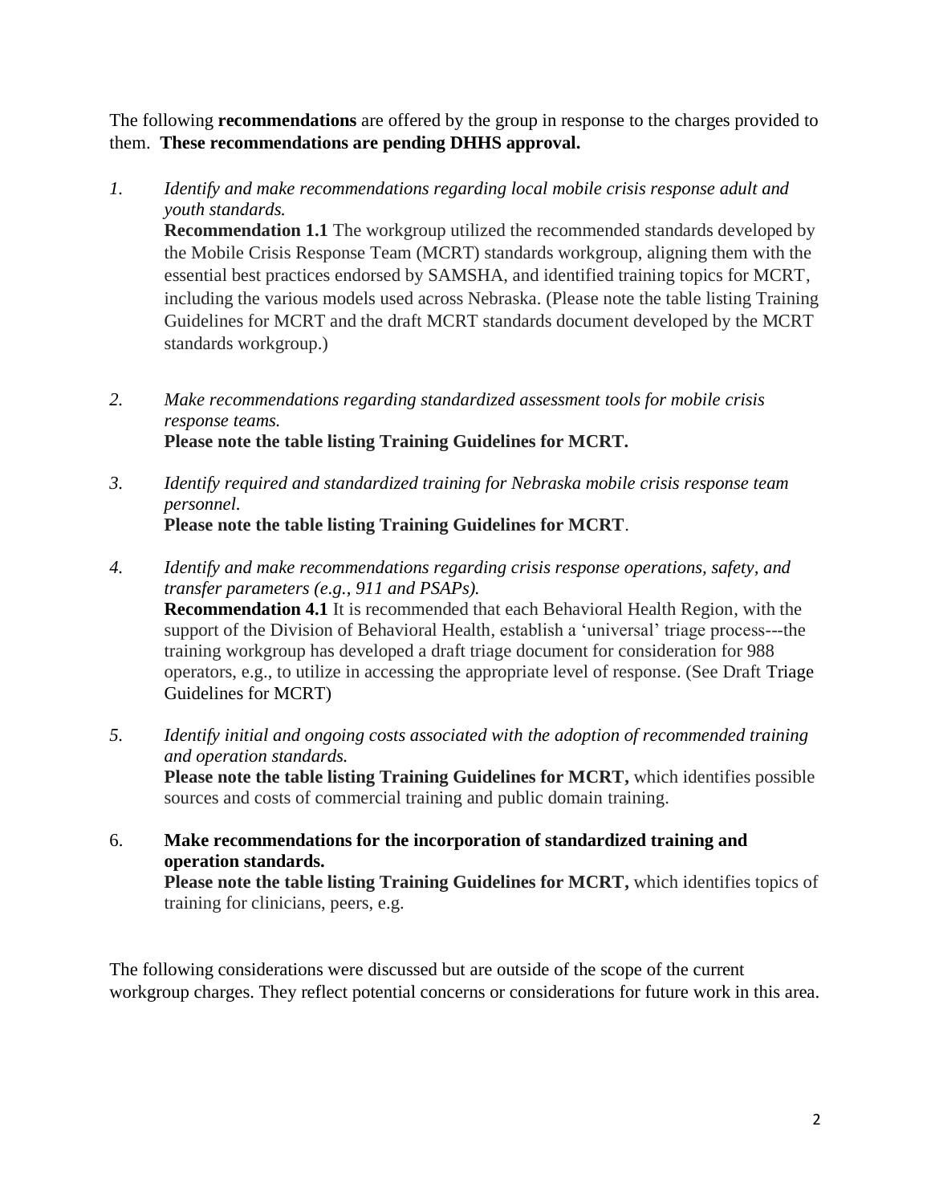The following **recommendations** are offered by the group in response to the charges provided to them. **These recommendations are pending DHHS approval.**

1. *Identify and make recommendations regarding local mobile crisis response adult and youth standards.*
   **Recommendation 1.1** The workgroup utilized the recommended standards developed by the Mobile Crisis Response Team (MCRT) standards workgroup, aligning them with the essential best practices endorsed by SAMSHA, and identified training topics for MCRT, including the various models used across Nebraska. (Please note the table listing Training Guidelines for MCRT and the draft MCRT standards document developed by the MCRT standards workgroup.)

2. *Make recommendations regarding standardized assessment tools for mobile crisis response teams.*
   **Please note the table listing Training Guidelines for MCRT.**

3. *Identify required and standardized training for Nebraska mobile crisis response team personnel.*
   **Please note the table listing Training Guidelines for MCRT**.

4. *Identify and make recommendations regarding crisis response operations, safety, and transfer parameters (e.g., 911 and PSAPs).*
   **Recommendation 4.1** It is recommended that each Behavioral Health Region, with the support of the Division of Behavioral Health, establish a 'universal' triage process---the training workgroup has developed a draft triage document for consideration for 988 operators, e.g., to utilize in accessing the appropriate level of response. (See Draft Triage Guidelines for MCRT)

5. *Identify initial and ongoing costs associated with the adoption of recommended training and operation standards.*
   **Please note the table listing Training Guidelines for MCRT,** which identifies possible sources and costs of commercial training and public domain training.

6. **Make recommendations for the incorporation of standardized training and operation standards.**
   **Please note the table listing Training Guidelines for MCRT,** which identifies topics of training for clinicians, peers, e.g.

The following considerations were discussed but are outside of the scope of the current workgroup charges. They reflect potential concerns or considerations for future work in this area.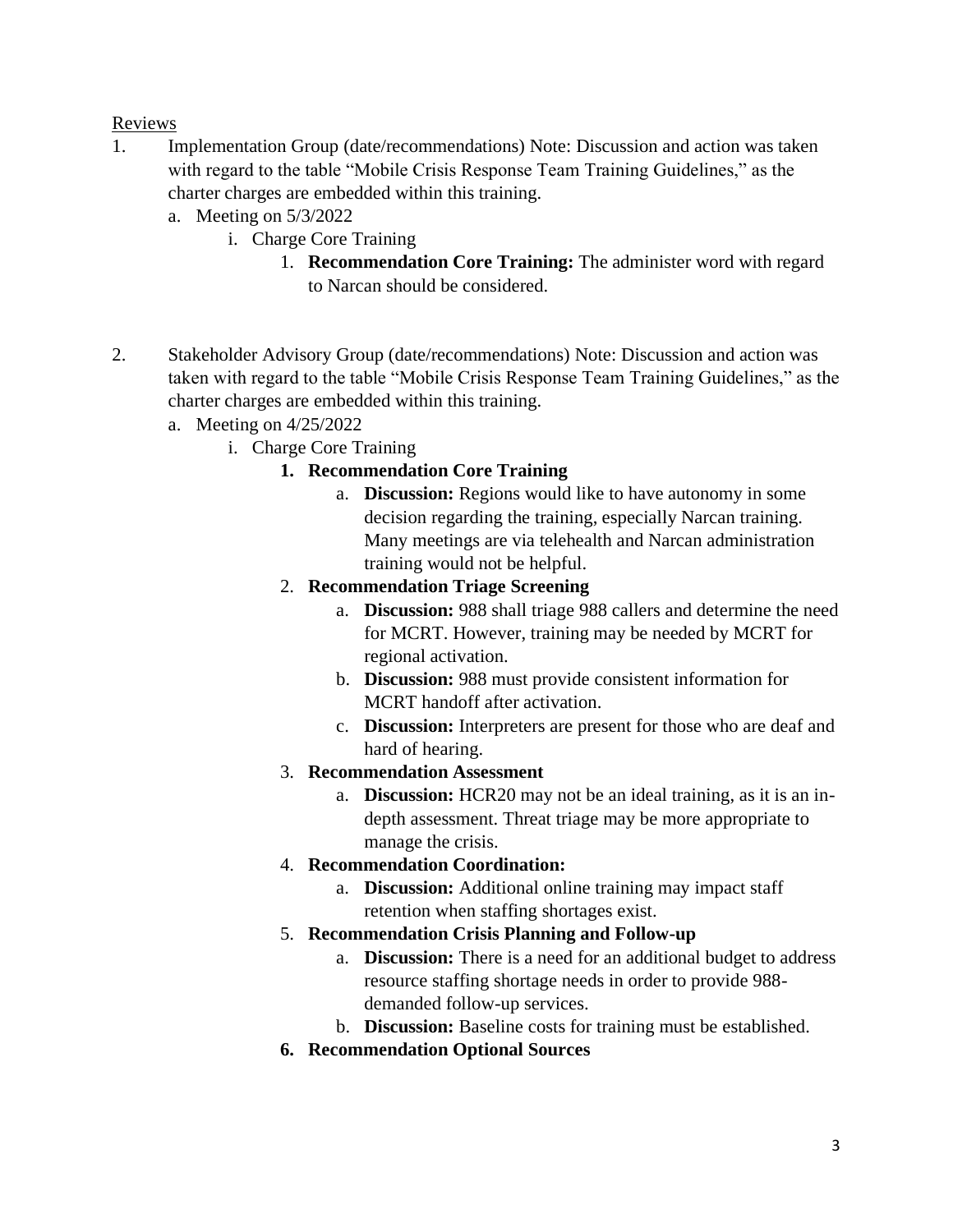<u>Reviews</u>

1. Implementation Group (date/recommendations) Note: Discussion and action was taken with regard to the table "Mobile Crisis Response Team Training Guidelines," as the charter charges are embedded within this training.
   a. Meeting on 5/3/2022
      i. Charge Core Training
         1. **Recommendation Core Training:** The administer word with regard to Narcan should be considered.

2. Stakeholder Advisory Group (date/recommendations) Note: Discussion and action was taken with regard to the table "Mobile Crisis Response Team Training Guidelines," as the charter charges are embedded within this training.
   a. Meeting on 4/25/2022
      i. Charge Core Training
         1. **Recommendation Core Training**
            a. **Discussion:** Regions would like to have autonomy in some decision regarding the training, especially Narcan training. Many meetings are via telehealth and Narcan administration training would not be helpful.
         2. **Recommendation Triage Screening**
            a. **Discussion:** 988 shall triage 988 callers and determine the need for MCRT. However, training may be needed by MCRT for regional activation.
            b. **Discussion:** 988 must provide consistent information for MCRT handoff after activation.
            c. **Discussion:** Interpreters are present for those who are deaf and hard of hearing.
         3. **Recommendation Assessment**
            a. **Discussion:** HCR20 may not be an ideal training, as it is an in-depth assessment. Threat triage may be more appropriate to manage the crisis.
         4. **Recommendation Coordination:**
            a. **Discussion:** Additional online training may impact staff retention when staffing shortages exist.
         5. **Recommendation Crisis Planning and Follow-up**
            a. **Discussion:** There is a need for an additional budget to address resource staffing shortage needs in order to provide 988-demanded follow-up services.
            b. **Discussion:** Baseline costs for training must be established.
         6. **Recommendation Optional Sources**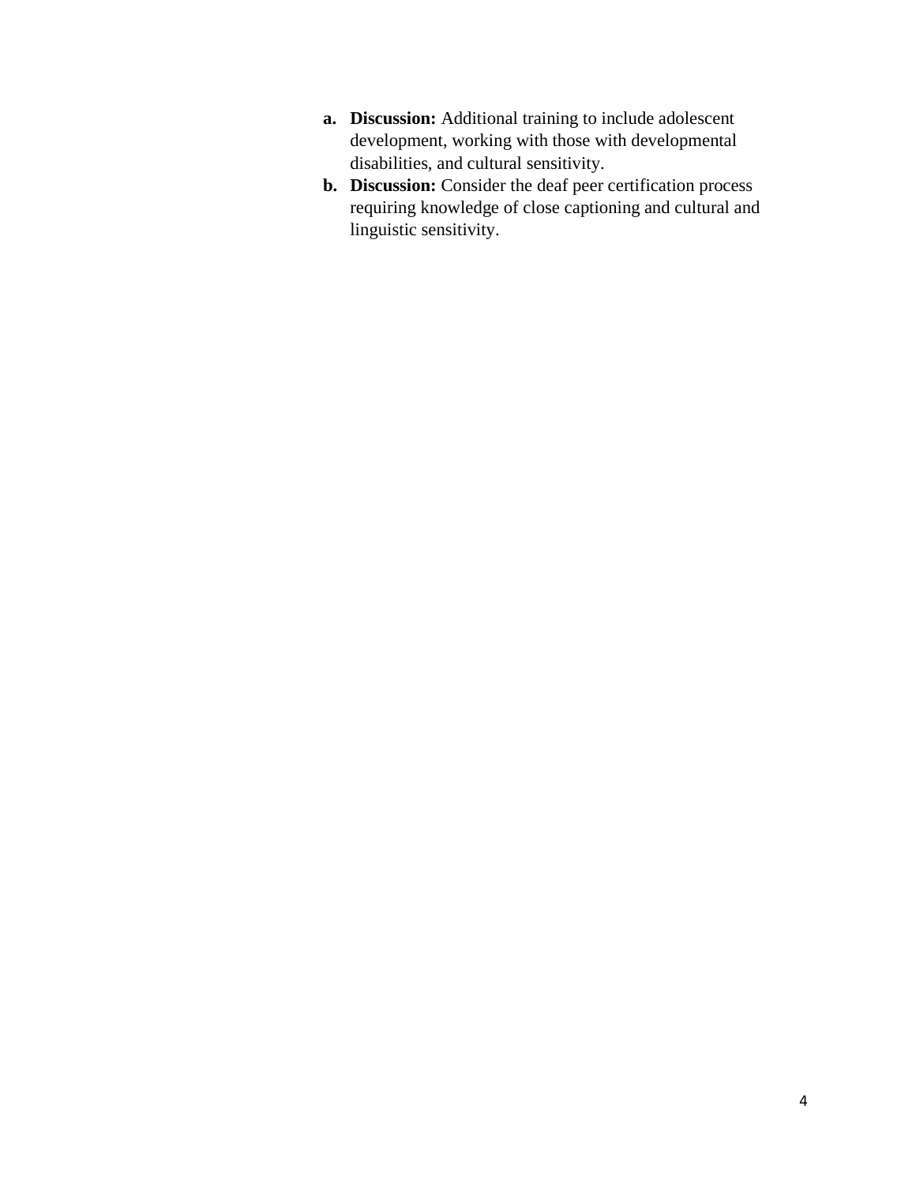a. **Discussion:** Additional training to include adolescent development, working with those with developmental disabilities, and cultural sensitivity.
b. **Discussion:** Consider the deaf peer certification process requiring knowledge of close captioning and cultural and linguistic sensitivity.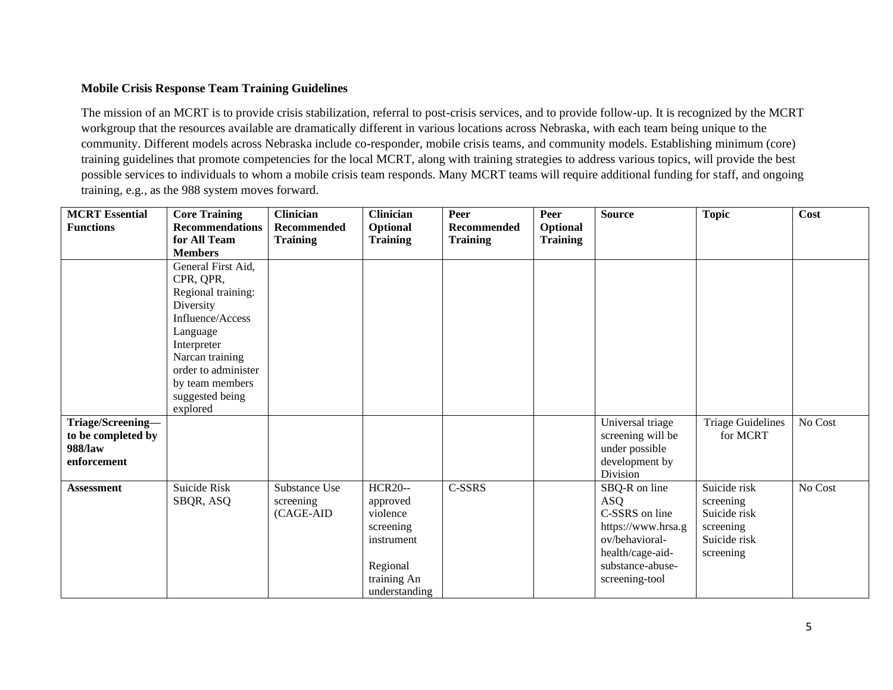**Mobile Crisis Response Team Training Guidelines**

The mission of an MCRT is to provide crisis stabilization, referral to post-crisis services, and to provide follow-up. It is recognized by the MCRT workgroup that the resources available are dramatically different in various locations across Nebraska, with each team being unique to the community. Different models across Nebraska include co-responder, mobile crisis teams, and community models. Establishing minimum (core) training guidelines that promote competencies for the local MCRT, along with training strategies to address various topics, will provide the best possible services to individuals to whom a mobile crisis team responds. Many MCRT teams will require additional funding for staff, and ongoing training, e.g., as the 988 system moves forward.

| MCRT Essential Functions | Core Training Recommendations for All Team Members | Clinician Recommended Training | Clinician Optional Training | Peer Recommended Training | Peer Optional Training | Source | Topic | Cost |
|---|---|---|---|---|---|---|---|---|
| | General First Aid, CPR, QPR, Regional training: Diversity Influence/Access Language Interpreter Narcan training order to administer by team members suggested being explored | | | | | | | |
| **Triage/Screening—to be completed by 988/law enforcement** | | | | | | Universal triage screening will be under possible development by Division | Triage Guidelines for MCRT | No Cost |
| **Assessment** | Suicide Risk SBQR, ASQ | Substance Use screening (CAGE-AID | HCR20--approved violence screening instrument<br><br>Regional training An understanding | C-SSRS | | SBQ-R on line<br>ASQ<br>C-SSRS on line<br>https://www.hrsa.gov/behavioral-health/cage-aid-substance-abuse-screening-tool | Suicide risk screening<br>Suicide risk screening<br>Suicide risk screening | No Cost |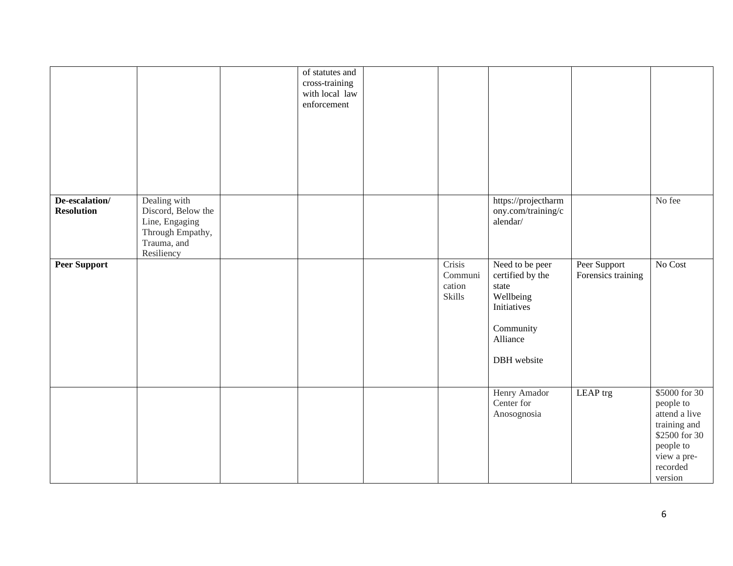| | | | | | | | | |
|---|---|---|---|---|---|---|---|---|
| | | | of statutes and cross-training with local law enforcement | | | | | |
| **De-escalation/ Resolution** | Dealing with Discord, Below the Line, Engaging Through Empathy, Trauma, and Resiliency | | | | | https://projectharmony.com/training/calendar/ | | No fee |
| **Peer Support** | | | | | Crisis Communication Skills | Need to be peer certified by the state<br>Wellbeing Initiatives<br><br>Community Alliance<br><br>DBH website | Peer Support Forensics training | No Cost |
| | | | | | | Henry Amador Center for Anosognosia | LEAP trg | $5000 for 30 people to attend a live training and $2500 for 30 people to view a pre-recorded version |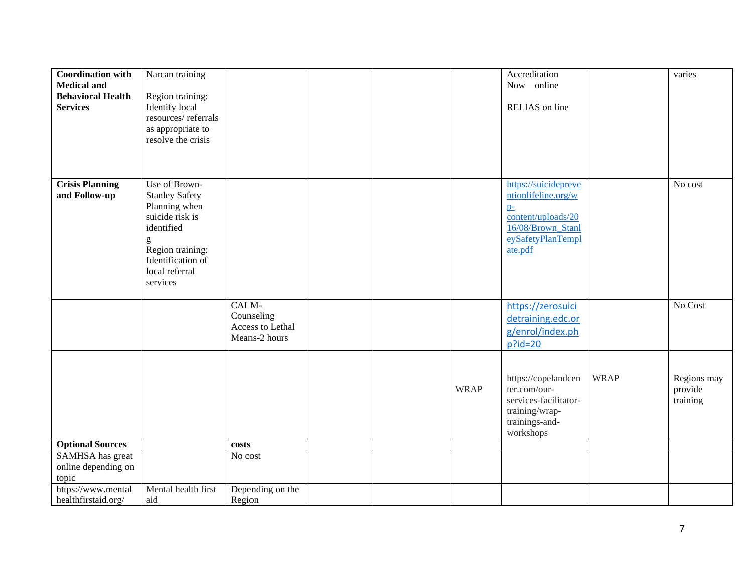| | | | | | | | | |
|---|---|---|---|---|---|---|---|---|
| **Coordination with Medical and Behavioral Health Services** | Narcan training<br><br>Region training: Identify local resources/ referrals as appropriate to resolve the crisis | | | | | Accreditation Now—online<br><br>RELIAS on line | | varies |
| **Crisis Planning and Follow-up** | Use of Brown-Stanley Safety Planning when suicide risk is identified<br>g<br>Region training: Identification of local referral services | | | | | https://suicidepreventionlifeline.org/wp-content/uploads/2016/08/Brown_StanleySafetyPlanTemplate.pdf | | No cost |
| | | CALM-Counseling Access to Lethal Means-2 hours | | | | https://zerosuicidetraining.edc.org/enrol/index.php?id=20 | | No Cost |
| | | | | | WRAP | https://copelandcenter.com/our-services-facilitator-training/wrap-trainings-and-workshops | WRAP | Regions may provide training |
| **Optional Sources** | | **costs** | | | | | | |
| SAMHSA has great online depending on topic | | No cost | | | | | | |
| https://www.mentalhealthfirstaid.org/ | Mental health first aid | Depending on the Region | | | | | | |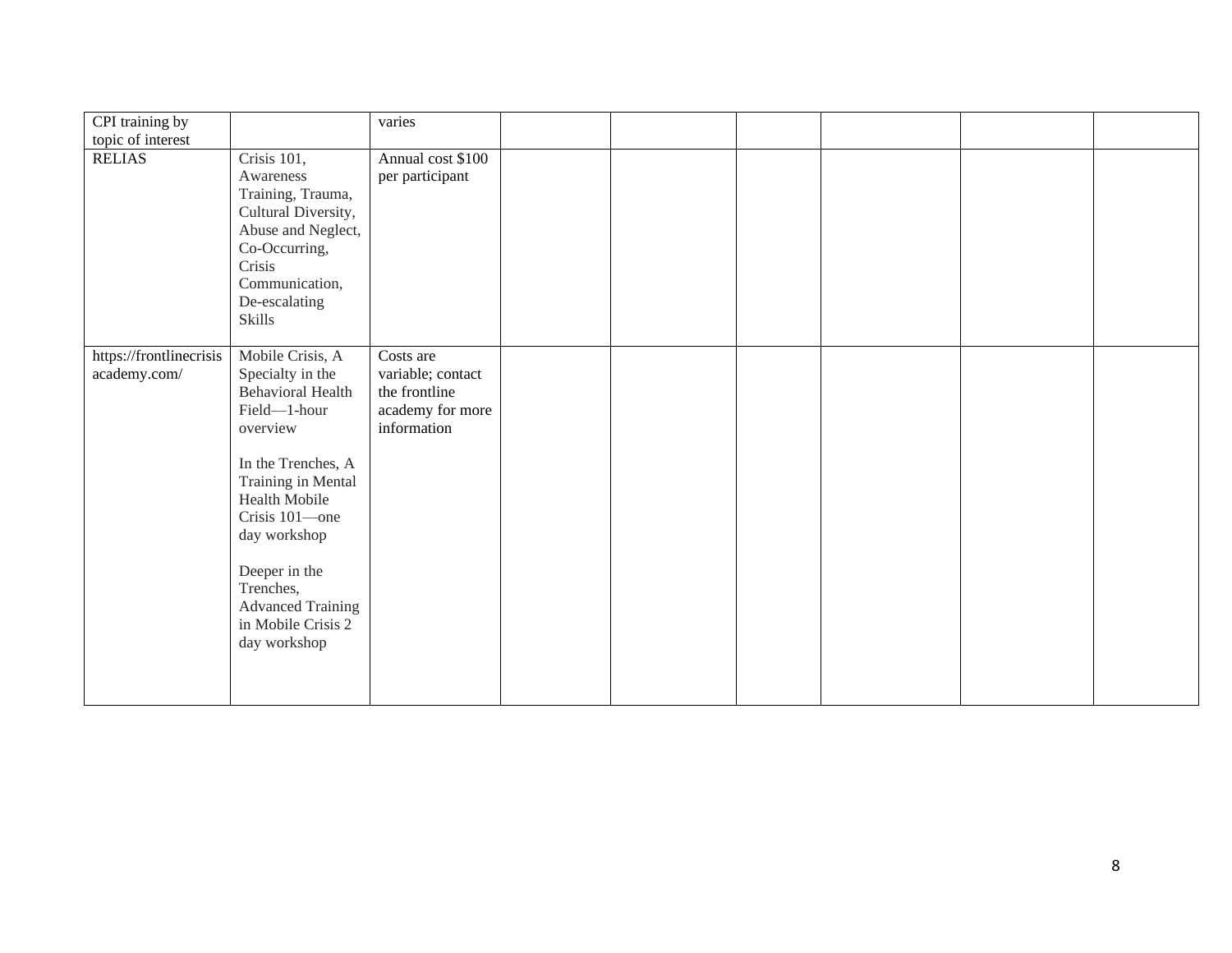| | | | | | | | | |
|---|---|---|---|---|---|---|---|---|
| CPI training by topic of interest | | varies | | | | | | |
| RELIAS | Crisis 101, Awareness Training, Trauma, Cultural Diversity, Abuse and Neglect, Co-Occurring, Crisis Communication, De-escalating Skills | Annual cost $100 per participant | | | | | | |
| https://frontlinecrisisacademy.com/ | Mobile Crisis, A Specialty in the Behavioral Health Field—1-hour overview<br><br>In the Trenches, A Training in Mental Health Mobile Crisis 101—one day workshop<br><br>Deeper in the Trenches, Advanced Training in Mobile Crisis 2 day workshop | Costs are variable; contact the frontline academy for more information | | | | | | |